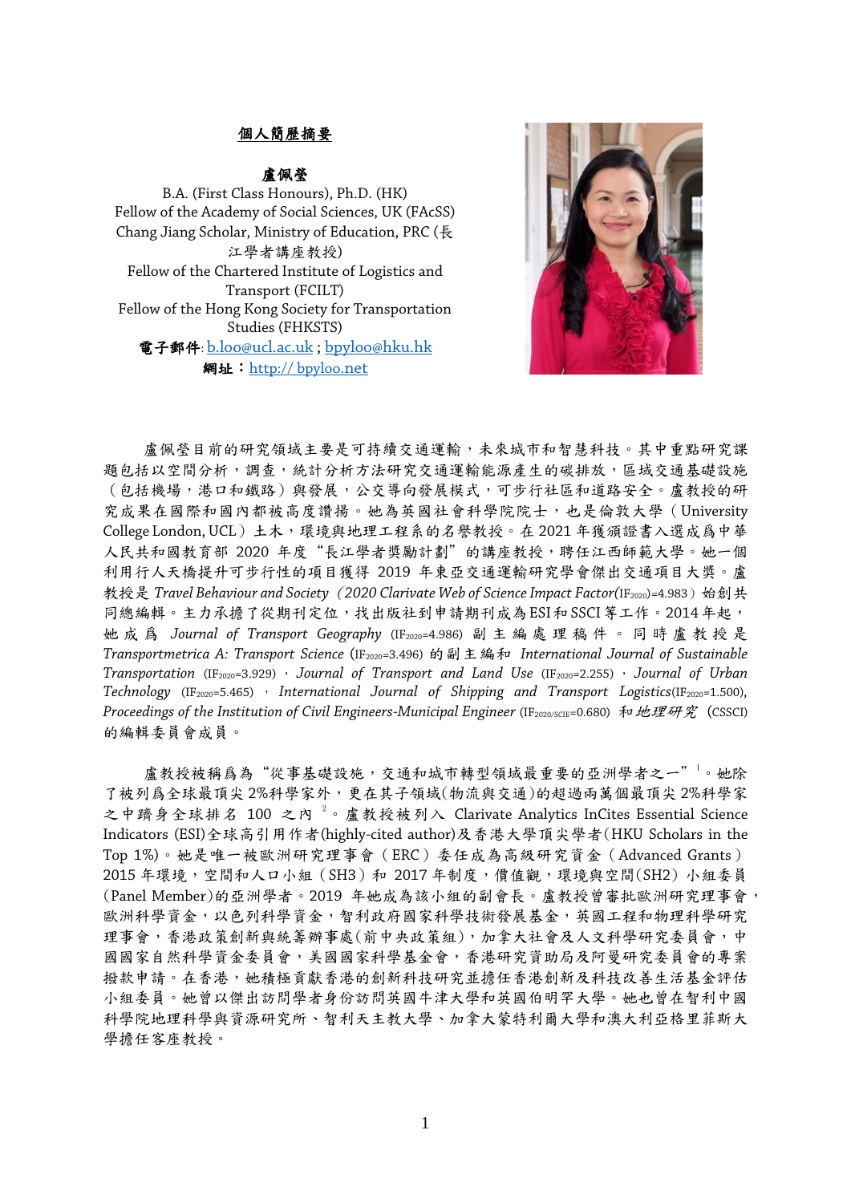## 個人簡歷摘要

**盧佩瑩**

B.A. (First Class Honours), Ph.D. (HK)
Fellow of the Academy of Social Sciences, UK (FAcSS)
Chang Jiang Scholar, Ministry of Education, PRC (長江學者講座教授)
Fellow of the Chartered Institute of Logistics and Transport (FCILT)
Fellow of the Hong Kong Society for Transportation Studies (FHKSTS)
**電子郵件**: b.loo@ucl.ac.uk ; bpyloo@hku.hk
**網址**：http:// bpyloo.net

盧佩瑩目前的研究領域主要是可持續交通運輸，未來城市和智慧科技。其中重點研究課題包括以空間分析，調查，統計分析方法研究交通運輸能源產生的碳排放，區域交通基礎設施（包括機場，港口和鐵路）與發展，公交導向發展模式，可步行社區和道路安全。盧教授的研究成果在國際和國內都被高度讚揚。她為英國社會科學院院士，也是倫敦大學（University College London, UCL）土木，環境與地理工程系的名譽教授。在 2021 年獲頒證書入選成爲中華人民共和國教育部 2020 年度“長江學者獎勵計劃”的講座教授，聘任江西師範大學。她一個利用行人天橋提升可步行性的項目獲得 2019 年東亞交通運輸研究學會傑出交通項目大獎。盧教授是 *Travel Behaviour and Society*（*2020 Clarivate Web of Science Impact Factor*(IF2020)=4.983）始創共同總編輯。主力承擔了從期刊定位，找出版社到申請期刊成為ESI和SSCI等工作。2014年起，她成爲 *Journal of Transport Geography* (IF2020=4.986) 副主編處理稿件。同時盧教授是 *Transportmetrica A: Transport Science* (IF2020=3.496) 的副主編和 *International Journal of Sustainable Transportation* (IF2020=3.929)，*Journal of Transport and Land Use* (IF2020=2.255)，*Journal of Urban Technology* (IF2020=5.465)，*International Journal of Shipping and Transport Logistics*(IF2020=1.500), *Proceedings of the Institution of Civil Engineers-Municipal Engineer* (IF2020/SCIE=0.680) 和*地理研究* (CSSCI) 的編輯委員會成員。

盧教授被稱爲為“從事基礎設施，交通和城市轉型領域最重要的亞洲學者之一”[1]。她除了被列爲全球最頂尖 2%科學家外，更在其子領域(物流與交通)的超過兩萬個最頂尖 2%科學家之中躋身全球排名 100 之內[2]。盧教授被列入 Clarivate Analytics InCites Essential Science Indicators (ESI)全球高引用作者(highly-cited author)及香港大學頂尖學者(HKU Scholars in the Top 1%)。她是唯一被歐洲研究理事會（ERC）委任成為高級研究資金（Advanced Grants）2015 年環境，空間和人口小組（SH3）和 2017 年制度，價值觀，環境與空間(SH2）小組委員(Panel Member)的亞洲學者。2019 年她成為該小組的副會長。盧教授曾審批歐洲研究理事會，歐洲科學資金，以色列科學資金，智利政府國家科學技術發展基金，英國工程和物理科學研究理事會，香港政策創新與統籌辦事處(前中央政策組)，加拿大社會及人文科學研究委員會，中國國家自然科學資金委員會，美國國家科學基金會，香港研究資助局及阿曼研究委員會的專案撥款申請。在香港，她積極貢獻香港的創新科技研究並擔任香港創新及科技改善生活基金評估小組委員。她曾以傑出訪問學者身份訪問英國牛津大學和英國伯明罕大學。她也曾在智利中國科學院地理科學與資源研究所、智利天主教大學、加拿大蒙特利爾大學和澳大利亞格里菲斯大學擔任客座教授。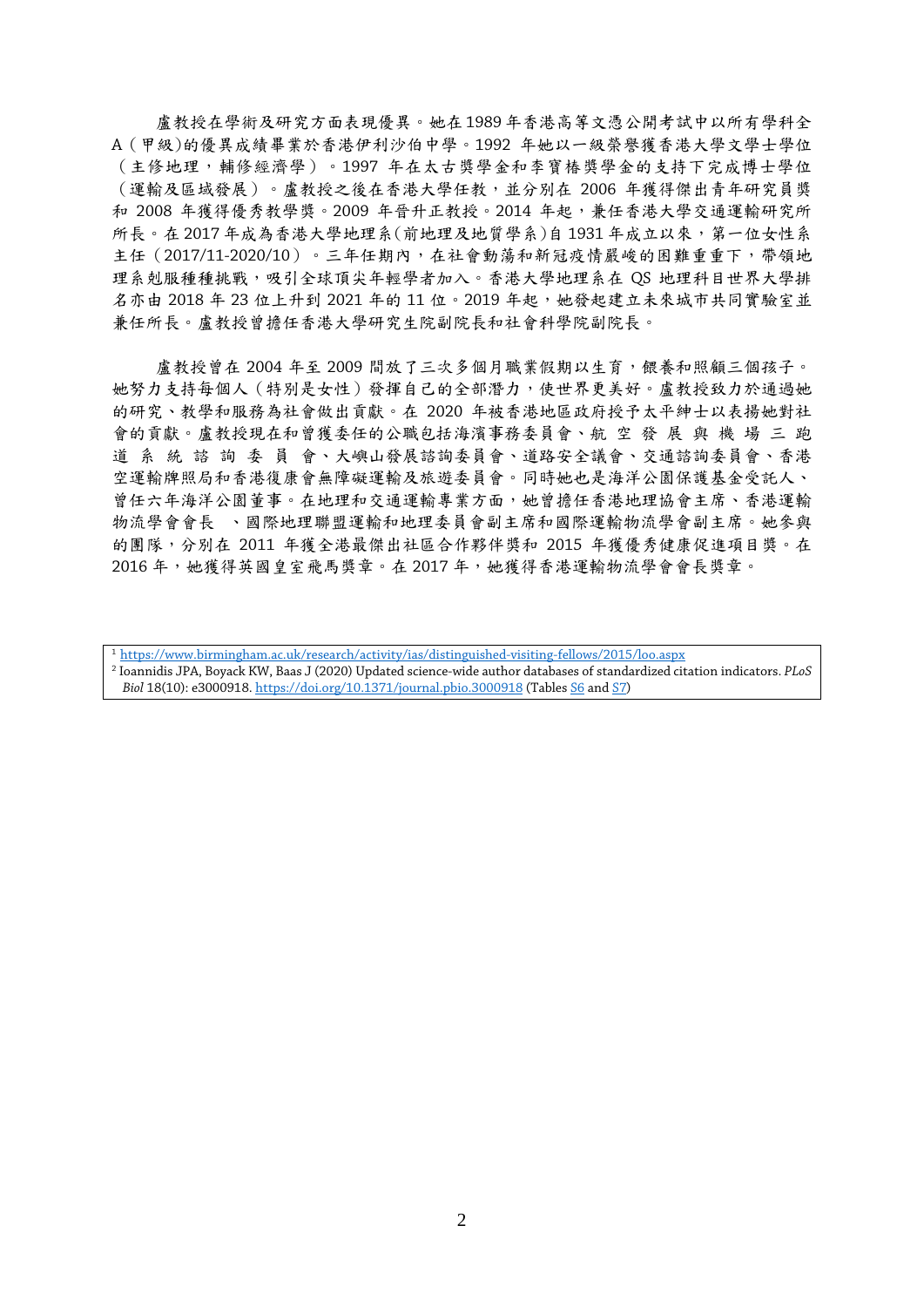盧教授在學術及研究方面表現優異。她在 1989 年香港高等文憑公開考試中以所有學科全 A（甲級)的優異成績畢業於香港伊利沙伯中學。1992 年她以一級榮譽獲香港大學文學士學位（主修地理，輔修經濟學）。1997 年在太古獎學金和李寶椿獎學金的支持下完成博士學位（運輸及區域發展）。盧教授之後在香港大學任教，並分別在 2006 年獲得傑出青年研究員獎和 2008 年獲得優秀教學獎。2009 年晉升正教授。2014 年起，兼任香港大學交通運輸研究所所長。在 2017 年成為香港大學地理系(前地理及地質學系)自 1931 年成立以來，第一位女性系主任（2017/11-2020/10）。三年任期內，在社會動蕩和新冠疫情嚴峻的困難重重下，帶領地理系剋服種種挑戰，吸引全球頂尖年輕學者加入。香港大學地理系在 QS 地理科目世界大學排名亦由 2018 年 23 位上升到 2021 年的 11 位。2019 年起，她發起建立未來城市共同實驗室並兼任所長。盧教授曾擔任香港大學研究生院副院長和社會科學院副院長。

盧教授曾在 2004 年至 2009 間放了三次多個月職業假期以生育，餵養和照顧三個孩子。她努力支持每個人（特別是女性）發揮自己的全部潛力，使世界更美好。盧教授致力於通過她的研究、教學和服務為社會做出貢獻。在 2020 年被香港地區政府授予太平紳士以表揚她對社會的貢獻。盧教授現在和曾獲委任的公職包括海濱事務委員會、航 空 發 展 與 機 場 三 跑 道 系 統 諮 詢 委 員 會、大嶼山發展諮詢委員會、道路安全議會、交通諮詢委員會、香港空運輸牌照局和香港復康會無障礙運輸及旅遊委員會。同時她也是海洋公園保護基金受託人、曾任六年海洋公園董事。在地理和交通運輸專業方面，她曾擔任香港地理協會主席、香港運輸物流學會會長 、國際地理聯盟運輸和地理委員會副主席和國際運輸物流學會副主席。她參與的團隊，分別在 2011 年獲全港最傑出社區合作夥伴獎和 2015 年獲優秀健康促進項目獎。在 2016 年，她獲得英國皇室飛馬獎章。在 2017 年，她獲得香港運輸物流學會會長獎章。

---

[1] https://www.birmingham.ac.uk/research/activity/ias/distinguished-visiting-fellows/2015/loo.aspx

[2] Ioannidis JPA, Boyack KW, Baas J (2020) Updated science-wide author databases of standardized citation indicators. *PLoS Biol* 18(10): e3000918. https://doi.org/10.1371/journal.pbio.3000918 (Tables S6 and S7)